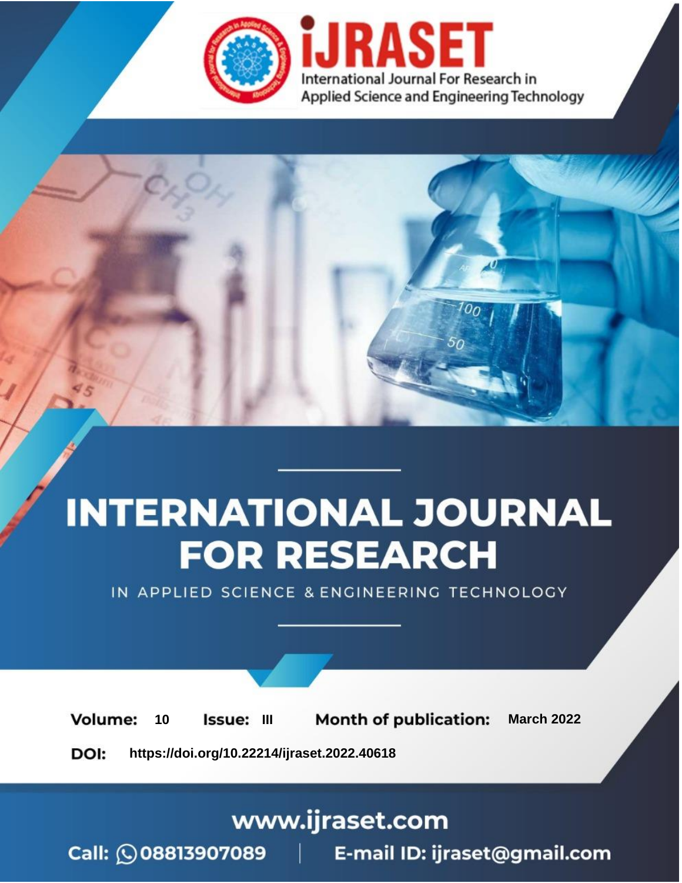iJRASET

International Journal For Research in Applied Science and Engineering Technology

# INTERNATIONAL JOURNAL FOR RESEARCH

IN APPLIED SCIENCE & ENGINEERING TECHNOLOGY

**Volume:** 10 **Issue:** III **Month of publication:** March 2022

**DOI:** https://doi.org/10.22214/ijraset.2022.40618

www.ijraset.com

Call: 08813907089 | E-mail ID: ijraset@gmail.com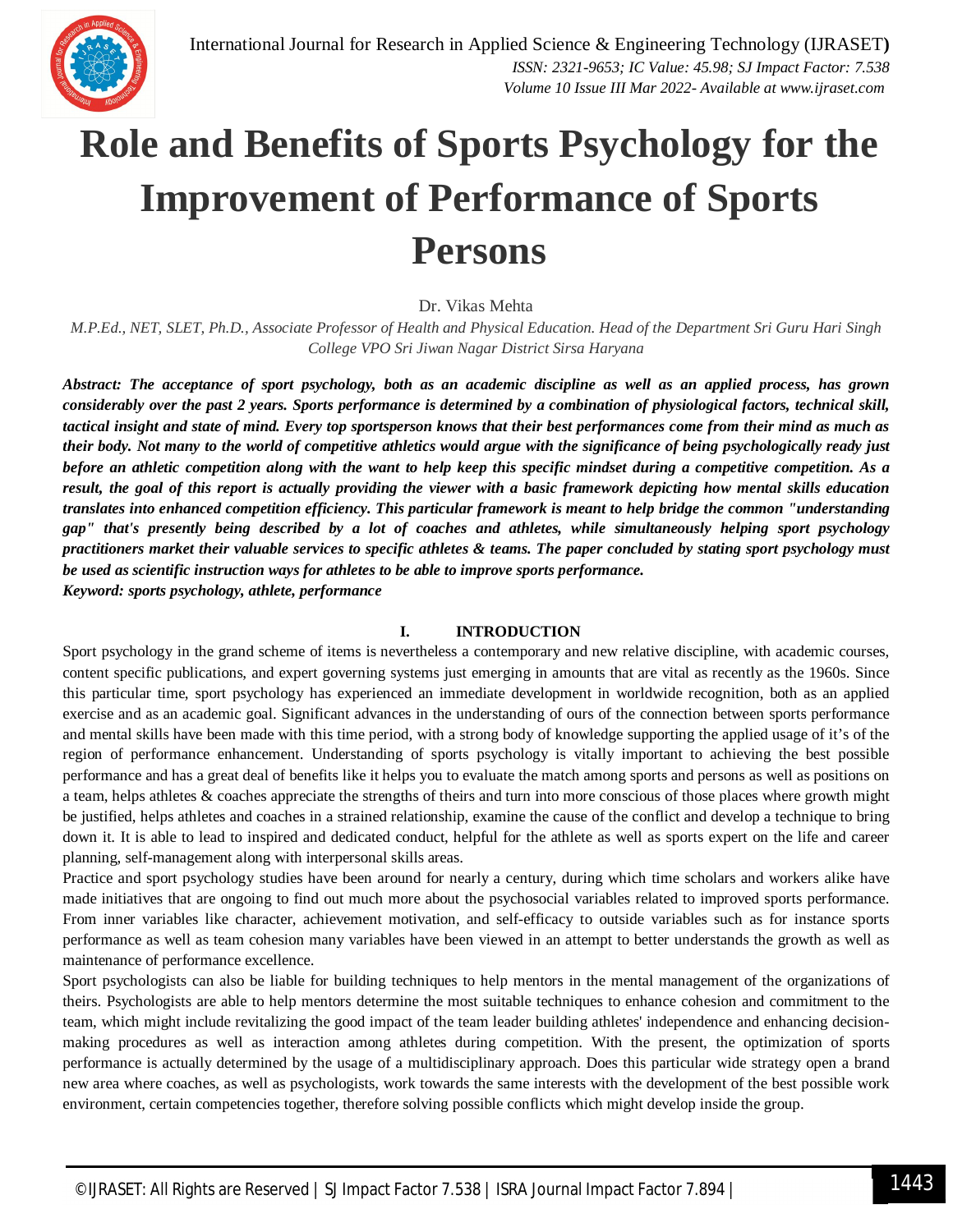# Role and Benefits of Sports Psychology for the Improvement of Performance of Sports Persons

Dr. Vikas Mehta

*M.P.Ed., NET, SLET, Ph.D., Associate Professor of Health and Physical Education. Head of the Department Sri Guru Hari Singh College VPO Sri Jiwan Nagar District Sirsa Haryana*

***Abstract:** The acceptance of sport psychology, both as an academic discipline as well as an applied process, has grown considerably over the past 2 years. Sports performance is determined by a combination of physiological factors, technical skill, tactical insight and state of mind. Every top sportsperson knows that their best performances come from their mind as much as their body. Not many to the world of competitive athletics would argue with the significance of being psychologically ready just before an athletic competition along with the want to help keep this specific mindset during a competitive competition. As a result, the goal of this report is actually providing the viewer with a basic framework depicting how mental skills education translates into enhanced competition efficiency. This particular framework is meant to help bridge the common "understanding gap" that's presently being described by a lot of coaches and athletes, while simultaneously helping sport psychology practitioners market their valuable services to specific athletes & teams. The paper concluded by stating sport psychology must be used as scientific instruction ways for athletes to be able to improve sports performance.*

***Keyword:** sports psychology, athlete, performance*

## I. INTRODUCTION

Sport psychology in the grand scheme of items is nevertheless a contemporary and new relative discipline, with academic courses, content specific publications, and expert governing systems just emerging in amounts that are vital as recently as the 1960s. Since this particular time, sport psychology has experienced an immediate development in worldwide recognition, both as an applied exercise and as an academic goal. Significant advances in the understanding of ours of the connection between sports performance and mental skills have been made with this time period, with a strong body of knowledge supporting the applied usage of it's of the region of performance enhancement. Understanding of sports psychology is vitally important to achieving the best possible performance and has a great deal of benefits like it helps you to evaluate the match among sports and persons as well as positions on a team, helps athletes & coaches appreciate the strengths of theirs and turn into more conscious of those places where growth might be justified, helps athletes and coaches in a strained relationship, examine the cause of the conflict and develop a technique to bring down it. It is able to lead to inspired and dedicated conduct, helpful for the athlete as well as sports expert on the life and career planning, self-management along with interpersonal skills areas.

Practice and sport psychology studies have been around for nearly a century, during which time scholars and workers alike have made initiatives that are ongoing to find out much more about the psychosocial variables related to improved sports performance. From inner variables like character, achievement motivation, and self-efficacy to outside variables such as for instance sports performance as well as team cohesion many variables have been viewed in an attempt to better understands the growth as well as maintenance of performance excellence.

Sport psychologists can also be liable for building techniques to help mentors in the mental management of the organizations of theirs. Psychologists are able to help mentors determine the most suitable techniques to enhance cohesion and commitment to the team, which might include revitalizing the good impact of the team leader building athletes' independence and enhancing decision-making procedures as well as interaction among athletes during competition. With the present, the optimization of sports performance is actually determined by the usage of a multidisciplinary approach. Does this particular wide strategy open a brand new area where coaches, as well as psychologists, work towards the same interests with the development of the best possible work environment, certain competencies together, therefore solving possible conflicts which might develop inside the group.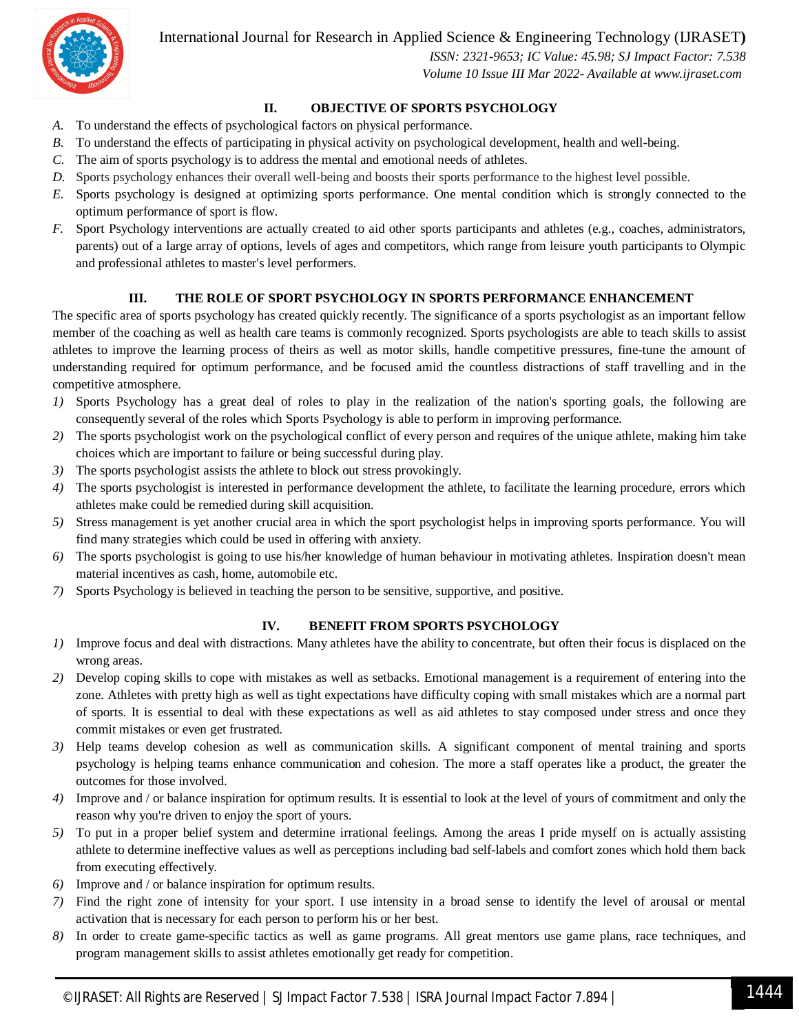## II. OBJECTIVE OF SPORTS PSYCHOLOGY

*A.* To understand the effects of psychological factors on physical performance.

*B.* To understand the effects of participating in physical activity on psychological development, health and well-being.

*C.* The aim of sports psychology is to address the mental and emotional needs of athletes.

*D.* Sports psychology enhances their overall well-being and boosts their sports performance to the highest level possible.

*E.* Sports psychology is designed at optimizing sports performance. One mental condition which is strongly connected to the optimum performance of sport is flow.

*F.* Sport Psychology interventions are actually created to aid other sports participants and athletes (e.g., coaches, administrators, parents) out of a large array of options, levels of ages and competitors, which range from leisure youth participants to Olympic and professional athletes to master's level performers.

## III. THE ROLE OF SPORT PSYCHOLOGY IN SPORTS PERFORMANCE ENHANCEMENT

The specific area of sports psychology has created quickly recently. The significance of a sports psychologist as an important fellow member of the coaching as well as health care teams is commonly recognized. Sports psychologists are able to teach skills to assist athletes to improve the learning process of theirs as well as motor skills, handle competitive pressures, fine-tune the amount of understanding required for optimum performance, and be focused amid the countless distractions of staff travelling and in the competitive atmosphere.

*1)* Sports Psychology has a great deal of roles to play in the realization of the nation's sporting goals, the following are consequently several of the roles which Sports Psychology is able to perform in improving performance.

*2)* The sports psychologist work on the psychological conflict of every person and requires of the unique athlete, making him take choices which are important to failure or being successful during play.

*3)* The sports psychologist assists the athlete to block out stress provokingly.

*4)* The sports psychologist is interested in performance development the athlete, to facilitate the learning procedure, errors which athletes make could be remedied during skill acquisition.

*5)* Stress management is yet another crucial area in which the sport psychologist helps in improving sports performance. You will find many strategies which could be used in offering with anxiety.

*6)* The sports psychologist is going to use his/her knowledge of human behaviour in motivating athletes. Inspiration doesn't mean material incentives as cash, home, automobile etc.

*7)* Sports Psychology is believed in teaching the person to be sensitive, supportive, and positive.

## IV. BENEFIT FROM SPORTS PSYCHOLOGY

*1)* Improve focus and deal with distractions. Many athletes have the ability to concentrate, but often their focus is displaced on the wrong areas.

*2)* Develop coping skills to cope with mistakes as well as setbacks. Emotional management is a requirement of entering into the zone. Athletes with pretty high as well as tight expectations have difficulty coping with small mistakes which are a normal part of sports. It is essential to deal with these expectations as well as aid athletes to stay composed under stress and once they commit mistakes or even get frustrated.

*3)* Help teams develop cohesion as well as communication skills. A significant component of mental training and sports psychology is helping teams enhance communication and cohesion. The more a staff operates like a product, the greater the outcomes for those involved.

*4)* Improve and / or balance inspiration for optimum results. It is essential to look at the level of yours of commitment and only the reason why you're driven to enjoy the sport of yours.

*5)* To put in a proper belief system and determine irrational feelings. Among the areas I pride myself on is actually assisting athlete to determine ineffective values as well as perceptions including bad self-labels and comfort zones which hold them back from executing effectively.

*6)* Improve and / or balance inspiration for optimum results.

*7)* Find the right zone of intensity for your sport. I use intensity in a broad sense to identify the level of arousal or mental activation that is necessary for each person to perform his or her best.

*8)* In order to create game-specific tactics as well as game programs. All great mentors use game plans, race techniques, and program management skills to assist athletes emotionally get ready for competition.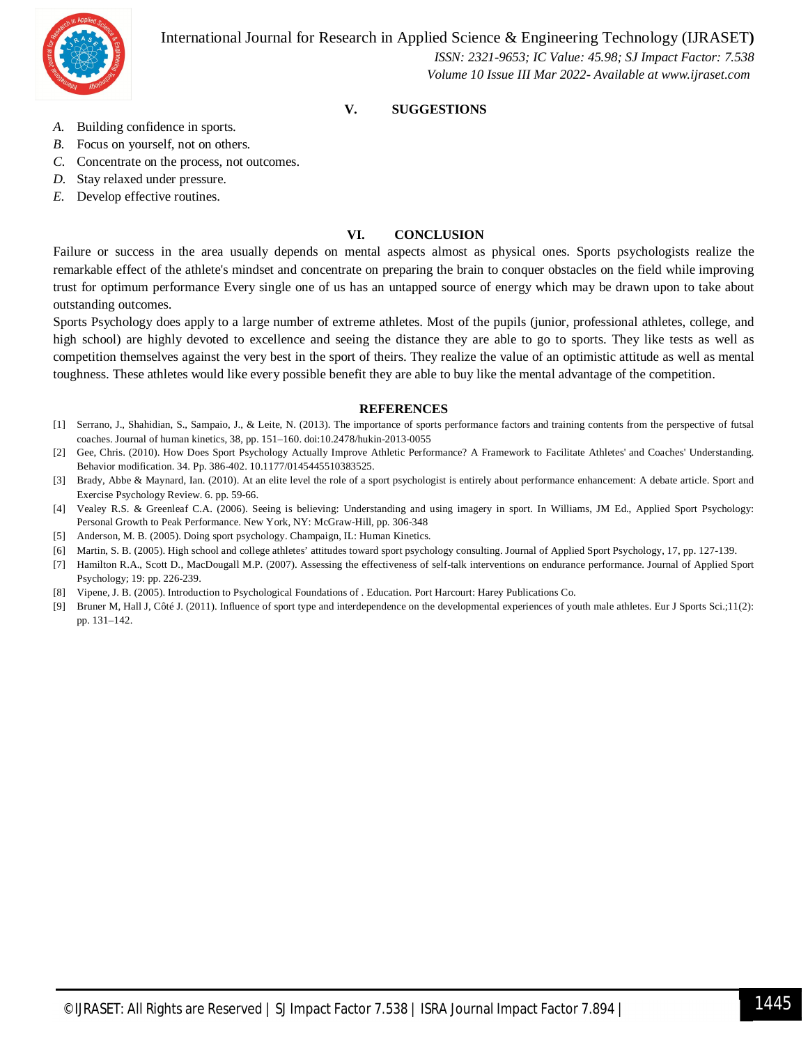## V. SUGGESTIONS

*A.* Building confidence in sports.

*B.* Focus on yourself, not on others.

*C.* Concentrate on the process, not outcomes.

*D.* Stay relaxed under pressure.

*E.* Develop effective routines.

## VI. CONCLUSION

Failure or success in the area usually depends on mental aspects almost as physical ones. Sports psychologists realize the remarkable effect of the athlete's mindset and concentrate on preparing the brain to conquer obstacles on the field while improving trust for optimum performance Every single one of us has an untapped source of energy which may be drawn upon to take about outstanding outcomes.

Sports Psychology does apply to a large number of extreme athletes. Most of the pupils (junior, professional athletes, college, and high school) are highly devoted to excellence and seeing the distance they are able to go to sports. They like tests as well as competition themselves against the very best in the sport of theirs. They realize the value of an optimistic attitude as well as mental toughness. These athletes would like every possible benefit they are able to buy like the mental advantage of the competition.

## REFERENCES

[1] Serrano, J., Shahidian, S., Sampaio, J., & Leite, N. (2013). The importance of sports performance factors and training contents from the perspective of futsal coaches. Journal of human kinetics, 38, pp. 151–160. doi:10.2478/hukin-2013-0055

[2] Gee, Chris. (2010). How Does Sport Psychology Actually Improve Athletic Performance? A Framework to Facilitate Athletes' and Coaches' Understanding. Behavior modification. 34. Pp. 386-402. 10.1177/0145445510383525.

[3] Brady, Abbe & Maynard, Ian. (2010). At an elite level the role of a sport psychologist is entirely about performance enhancement: A debate article. Sport and Exercise Psychology Review. 6. pp. 59-66.

[4] Vealey R.S. & Greenleaf C.A. (2006). Seeing is believing: Understanding and using imagery in sport. In Williams, JM Ed., Applied Sport Psychology: Personal Growth to Peak Performance. New York, NY: McGraw-Hill, pp. 306-348

[5] Anderson, M. B. (2005). Doing sport psychology. Champaign, IL: Human Kinetics.

[6] Martin, S. B. (2005). High school and college athletes' attitudes toward sport psychology consulting. Journal of Applied Sport Psychology, 17, pp. 127-139.

[7] Hamilton R.A., Scott D., MacDougall M.P. (2007). Assessing the effectiveness of self-talk interventions on endurance performance. Journal of Applied Sport Psychology; 19: pp. 226-239.

[8] Vipene, J. B. (2005). Introduction to Psychological Foundations of . Education. Port Harcourt: Harey Publications Co.

[9] Bruner M, Hall J, Côté J. (2011). Influence of sport type and interdependence on the developmental experiences of youth male athletes. Eur J Sports Sci.;11(2): pp. 131–142.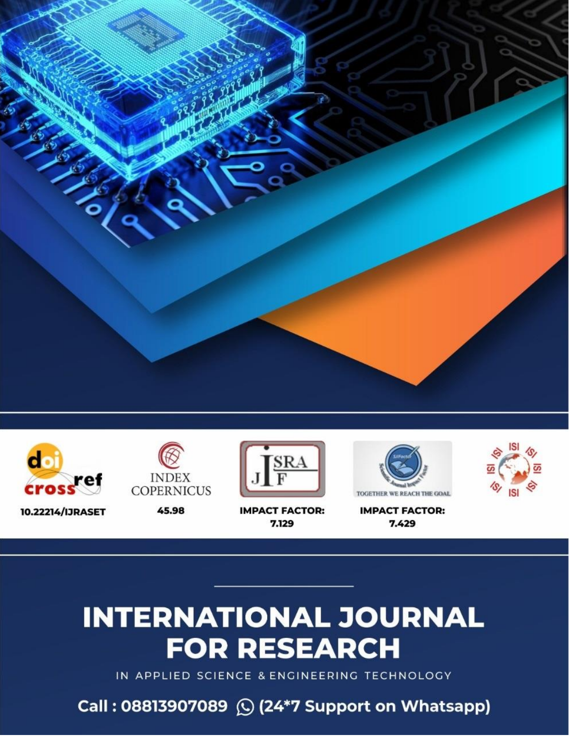10.22214/IJRASET

INDEX COPERNICUS

45.98

IMPACT FACTOR: 7.129

TOGETHER WE REACH THE GOAL

IMPACT FACTOR: 7.429

# INTERNATIONAL JOURNAL FOR RESEARCH

IN APPLIED SCIENCE & ENGINEERING TECHNOLOGY

Call : 08813907089 (24*7 Support on Whatsapp)